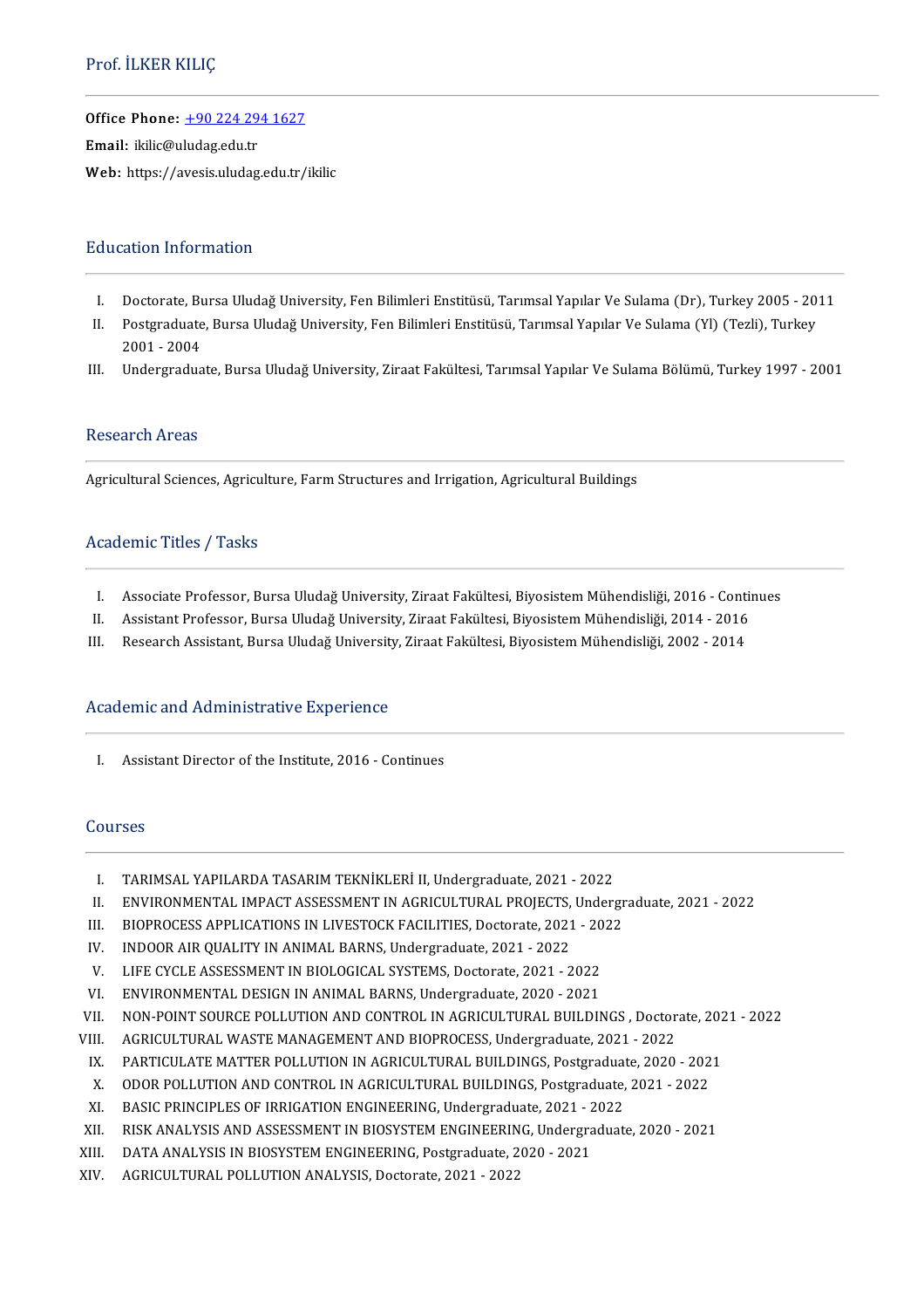# Prof. İLKER KILIÇ

**Office Phone:** +90 224 294 1627
**Email:** ikilic@uludag.edu.tr
**Web:** https://avesis.uludag.edu.tr/ikilic

## Education Information

I. Doctorate, Bursa Uludağ University, Fen Bilimleri Enstitüsü, Tarımsal Yapılar Ve Sulama (Dr), Turkey 2005 - 2011
II. Postgraduate, Bursa Uludağ University, Fen Bilimleri Enstitüsü, Tarımsal Yapılar Ve Sulama (Yl) (Tezli), Turkey 2001 - 2004
III. Undergraduate, Bursa Uludağ University, Ziraat Fakültesi, Tarımsal Yapılar Ve Sulama Bölümü, Turkey 1997 - 2001

## Research Areas

Agricultural Sciences, Agriculture, Farm Structures and Irrigation, Agricultural Buildings

## Academic Titles / Tasks

I. Associate Professor, Bursa Uludağ University, Ziraat Fakültesi, Biyosistem Mühendisliği, 2016 - Continues
II. Assistant Professor, Bursa Uludağ University, Ziraat Fakültesi, Biyosistem Mühendisliği, 2014 - 2016
III. Research Assistant, Bursa Uludağ University, Ziraat Fakültesi, Biyosistem Mühendisliği, 2002 - 2014

## Academic and Administrative Experience

I. Assistant Director of the Institute, 2016 - Continues

## Courses

I. TARIMSAL YAPILARDA TASARIM TEKNİKLERİ II, Undergraduate, 2021 - 2022
II. ENVIRONMENTAL IMPACT ASSESSMENT IN AGRICULTURAL PROJECTS, Undergraduate, 2021 - 2022
III. BIOPROCESS APPLICATIONS IN LIVESTOCK FACILITIES, Doctorate, 2021 - 2022
IV. INDOOR AIR QUALITY IN ANIMAL BARNS, Undergraduate, 2021 - 2022
V. LIFE CYCLE ASSESSMENT IN BIOLOGICAL SYSTEMS, Doctorate, 2021 - 2022
VI. ENVIRONMENTAL DESIGN IN ANIMAL BARNS, Undergraduate, 2020 - 2021
VII. NON-POINT SOURCE POLLUTION AND CONTROL IN AGRICULTURAL BUILDINGS , Doctorate, 2021 - 2022
VIII. AGRICULTURAL WASTE MANAGEMENT AND BIOPROCESS, Undergraduate, 2021 - 2022
IX. PARTICULATE MATTER POLLUTION IN AGRICULTURAL BUILDINGS, Postgraduate, 2020 - 2021
X. ODOR POLLUTION AND CONTROL IN AGRICULTURAL BUILDINGS, Postgraduate, 2021 - 2022
XI. BASIC PRINCIPLES OF IRRIGATION ENGINEERING, Undergraduate, 2021 - 2022
XII. RISK ANALYSIS AND ASSESSMENT IN BIOSYSTEM ENGINEERING, Undergraduate, 2020 - 2021
XIII. DATA ANALYSIS IN BIOSYSTEM ENGINEERING, Postgraduate, 2020 - 2021
XIV. AGRICULTURAL POLLUTION ANALYSIS, Doctorate, 2021 - 2022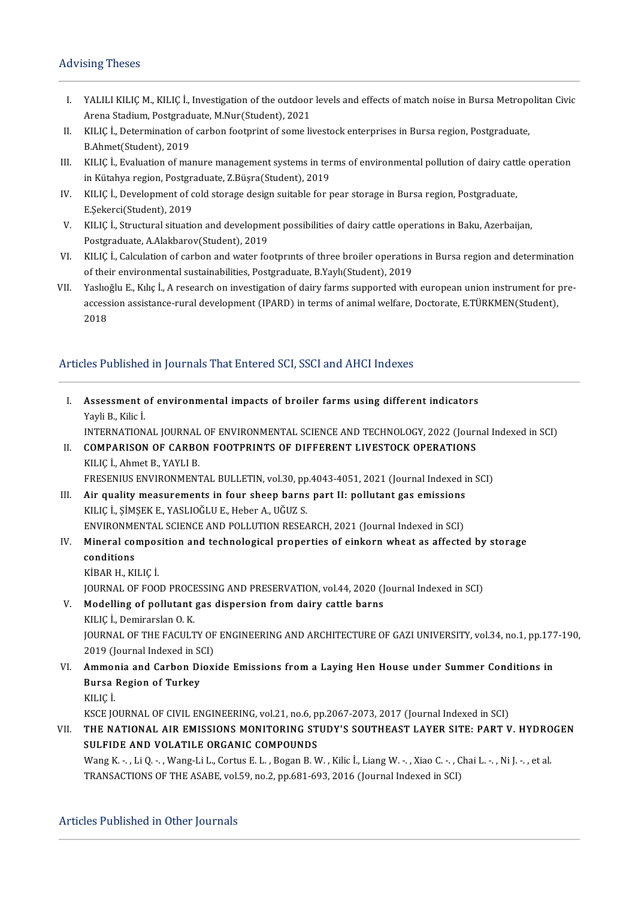## Advising Theses

I. YALILI KILIÇ M., KILIÇ İ., Investigation of the outdoor levels and effects of match noise in Bursa Metropolitan Civic Arena Stadium, Postgraduate, M.Nur(Student), 2021

II. KILIÇ İ., Determination of carbon footprint of some livestock enterprises in Bursa region, Postgraduate, B.Ahmet(Student), 2019

III. KILIÇ İ., Evaluation of manure management systems in terms of environmental pollution of dairy cattle operation in Kütahya region, Postgraduate, Z.Büşra(Student), 2019

IV. KILIÇ İ., Development of cold storage design suitable for pear storage in Bursa region, Postgraduate, E.Şekerci(Student), 2019

V. KILIÇ İ., Structural situation and development possibilities of dairy cattle operations in Baku, Azerbaijan, Postgraduate, A.Alakbarov(Student), 2019

VI. KILIÇ İ., Calculation of carbon and water footprınts of three broiler operations in Bursa region and determination of their environmental sustainabilities, Postgraduate, B.Yaylı(Student), 2019

VII. Yaslıoğlu E., Kılıç İ., A research on investigation of dairy farms supported with european union instrument for pre-accession assistance-rural development (IPARD) in terms of animal welfare, Doctorate, E.TÜRKMEN(Student), 2018

## Articles Published in Journals That Entered SCI, SSCI and AHCI Indexes

I. **Assessment of environmental impacts of broiler farms using different indicators**
Yayli B., Kilic İ.
INTERNATIONAL JOURNAL OF ENVIRONMENTAL SCIENCE AND TECHNOLOGY, 2022 (Journal Indexed in SCI)

II. **COMPARISON OF CARBON FOOTPRINTS OF DIFFERENT LIVESTOCK OPERATIONS**
KILIÇ İ., Ahmet B., YAYLI B.
FRESENIUS ENVIRONMENTAL BULLETIN, vol.30, pp.4043-4051, 2021 (Journal Indexed in SCI)

III. **Air quality measurements in four sheep barns part II: pollutant gas emissions**
KILIÇ İ., ŞİMŞEK E., YASLIOĞLU E., Heber A., UĞUZ S.
ENVIRONMENTAL SCIENCE AND POLLUTION RESEARCH, 2021 (Journal Indexed in SCI)

IV. **Mineral composition and technological properties of einkorn wheat as affected by storage conditions**
KİBAR H., KILIÇ İ.
JOURNAL OF FOOD PROCESSING AND PRESERVATION, vol.44, 2020 (Journal Indexed in SCI)

V. **Modelling of pollutant gas dispersion from dairy cattle barns**
KILIÇ İ., Demirarslan O. K.
JOURNAL OF THE FACULTY OF ENGINEERING AND ARCHITECTURE OF GAZI UNIVERSITY, vol.34, no.1, pp.177-190, 2019 (Journal Indexed in SCI)

VI. **Ammonia and Carbon Dioxide Emissions from a Laying Hen House under Summer Conditions in Bursa Region of Turkey**
KILIÇ İ.
KSCE JOURNAL OF CIVIL ENGINEERING, vol.21, no.6, pp.2067-2073, 2017 (Journal Indexed in SCI)

VII. **THE NATIONAL AIR EMISSIONS MONITORING STUDY'S SOUTHEAST LAYER SITE: PART V. HYDROGEN SULFIDE AND VOLATILE ORGANIC COMPOUNDS**
Wang K. -. , Li Q. -. , Wang-Li L., Cortus E. L. , Bogan B. W. , Kilic İ., Liang W. -. , Xiao C. -. , Chai L. -. , Ni J. -. , et al.
TRANSACTIONS OF THE ASABE, vol.59, no.2, pp.681-693, 2016 (Journal Indexed in SCI)

## Articles Published in Other Journals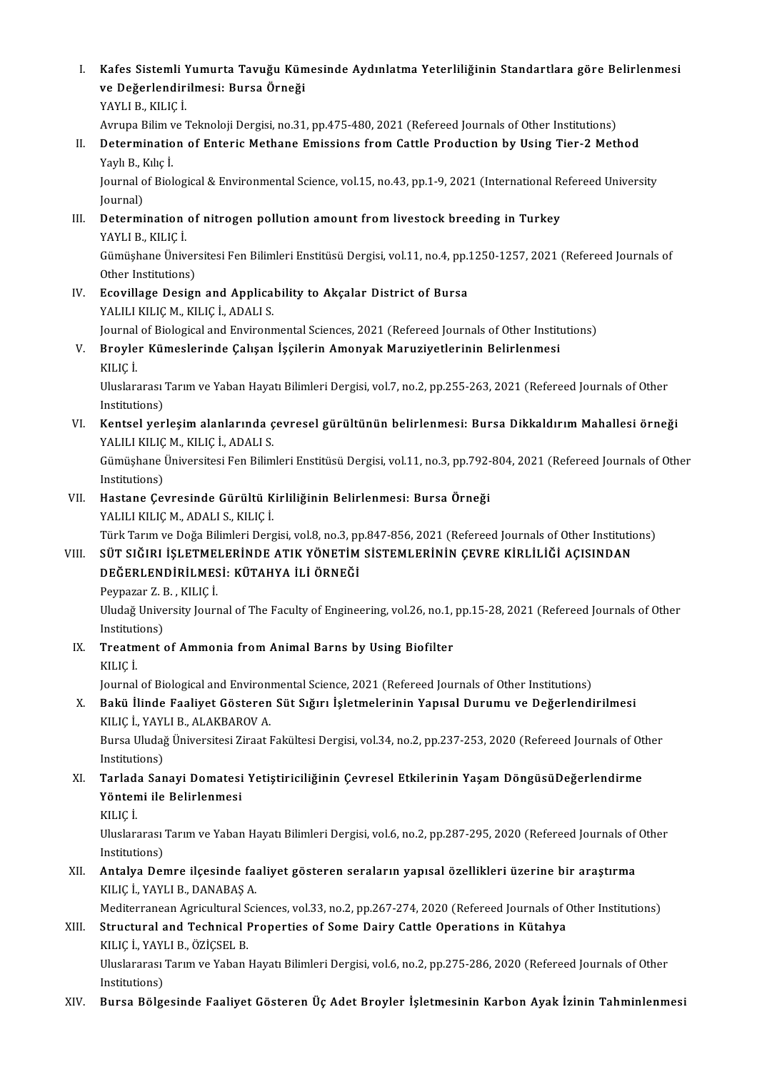I. **Kafes Sistemli Yumurta Tavuğu Kümesinde Aydınlatma Yeterliliğinin Standartlara göre Belirlenmesi ve Değerlendirilmesi: Bursa Örneği**
YAYLI B., KILIÇ İ.
Avrupa Bilim ve Teknoloji Dergisi, no.31, pp.475-480, 2021 (Refereed Journals of Other Institutions)

II. **Determination of Enteric Methane Emissions from Cattle Production by Using Tier-2 Method**
Yaylı B., Kılıç İ.
Journal of Biological & Environmental Science, vol.15, no.43, pp.1-9, 2021 (International Refereed University Journal)

III. **Determination of nitrogen pollution amount from livestock breeding in Turkey**
YAYLI B., KILIÇ İ.
Gümüşhane Üniversitesi Fen Bilimleri Enstitüsü Dergisi, vol.11, no.4, pp.1250-1257, 2021 (Refereed Journals of Other Institutions)

IV. **Ecovillage Design and Applicability to Akçalar District of Bursa**
YALILI KILIÇ M., KILIÇ İ., ADALI S.
Journal of Biological and Environmental Sciences, 2021 (Refereed Journals of Other Institutions)

V. **Broyler Kümeslerinde Çalışan İşçilerin Amonyak Maruziyetlerinin Belirlenmesi**
KILIÇ İ.
Uluslararası Tarım ve Yaban Hayatı Bilimleri Dergisi, vol.7, no.2, pp.255-263, 2021 (Refereed Journals of Other Institutions)

VI. **Kentsel yerleşim alanlarında çevresel gürültünün belirlenmesi: Bursa Dikkaldırım Mahallesi örneği**
YALILI KILIÇ M., KILIÇ İ., ADALI S.
Gümüşhane Üniversitesi Fen Bilimleri Enstitüsü Dergisi, vol.11, no.3, pp.792-804, 2021 (Refereed Journals of Other Institutions)

VII. **Hastane Çevresinde Gürültü Kirliliğinin Belirlenmesi: Bursa Örneği**
YALILI KILIÇ M., ADALI S., KILIÇ İ.
Türk Tarım ve Doğa Bilimleri Dergisi, vol.8, no.3, pp.847-856, 2021 (Refereed Journals of Other Institutions)

VIII. **SÜT SIĞIRI İŞLETMELERİNDE ATIK YÖNETİM SİSTEMLERİNİN ÇEVRE KİRLİLİĞİ AÇISINDAN DEĞERLENDİRİLMESİ: KÜTAHYA İLİ ÖRNEĞİ**
Peypazar Z. B. , KILIÇ İ.
Uludağ University Journal of The Faculty of Engineering, vol.26, no.1, pp.15-28, 2021 (Refereed Journals of Other Institutions)

IX. **Treatment of Ammonia from Animal Barns by Using Biofilter**
KILIÇ İ.
Journal of Biological and Environmental Science, 2021 (Refereed Journals of Other Institutions)

X. **Bakü İlinde Faaliyet Gösteren Süt Sığırı İşletmelerinin Yapısal Durumu ve Değerlendirilmesi**
KILIÇ İ., YAYLI B., ALAKBAROV A.
Bursa Uludağ Üniversitesi Ziraat Fakültesi Dergisi, vol.34, no.2, pp.237-253, 2020 (Refereed Journals of Other Institutions)

XI. **Tarlada Sanayi Domatesi Yetiştiriciliğinin Çevresel Etkilerinin Yaşam DöngüsüDeğerlendirme Yöntemi ile Belirlenmesi**
KILIÇ İ.
Uluslararası Tarım ve Yaban Hayatı Bilimleri Dergisi, vol.6, no.2, pp.287-295, 2020 (Refereed Journals of Other Institutions)

XII. **Antalya Demre ilçesinde faaliyet gösteren seraların yapısal özellikleri üzerine bir araştırma**
KILIÇ İ., YAYLI B., DANABAŞ A.
Mediterranean Agricultural Sciences, vol.33, no.2, pp.267-274, 2020 (Refereed Journals of Other Institutions)

XIII. **Structural and Technical Properties of Some Dairy Cattle Operations in Kütahya**
KILIÇ İ., YAYLI B., ÖZİÇSEL B.
Uluslararası Tarım ve Yaban Hayatı Bilimleri Dergisi, vol.6, no.2, pp.275-286, 2020 (Refereed Journals of Other Institutions)

XIV. **Bursa Bölgesinde Faaliyet Gösteren Üç Adet Broyler İşletmesinin Karbon Ayak İzinin Tahminlenmesi**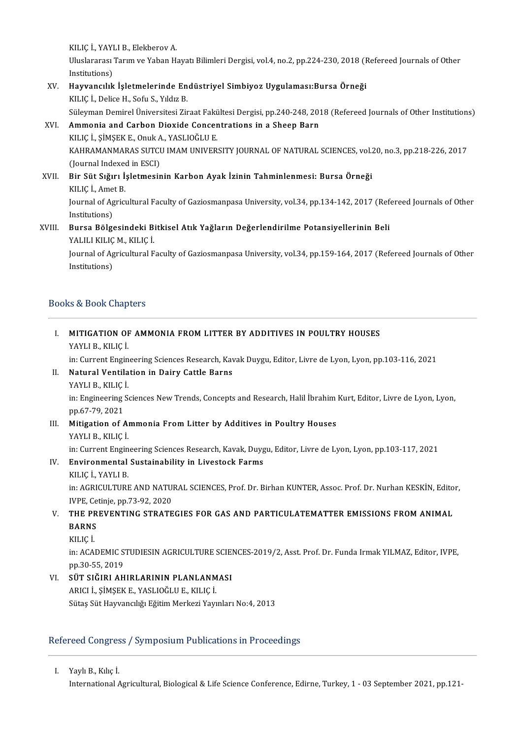KILIÇ İ., YAYLI B., Elekberov A.
Uluslararası Tarım ve Yaban Hayatı Bilimleri Dergisi, vol.4, no.2, pp.224-230, 2018 (Refereed Journals of Other Institutions)

XV. **Hayvancılık İşletmelerinde Endüstriyel Simbiyoz Uygulaması:Bursa Örneği**
KILIÇ İ., Delice H., Sofu S., Yıldız B.
Süleyman Demirel Üniversitesi Ziraat Fakültesi Dergisi, pp.240-248, 2018 (Refereed Journals of Other Institutions)

XVI. **Ammonia and Carbon Dioxide Concentrations in a Sheep Barn**
KILIÇ İ., ŞİMŞEK E., Onuk A., YASLIOĞLU E.
KAHRAMANMARAS SUTCU IMAM UNIVERSITY JOURNAL OF NATURAL SCIENCES, vol.20, no.3, pp.218-226, 2017 (Journal Indexed in ESCI)

XVII. **Bir Süt Sığırı İşletmesinin Karbon Ayak İzinin Tahminlenmesi: Bursa Örneği**
KILIÇ İ., Amet B.
Journal of Agricultural Faculty of Gaziosmanpasa University, vol.34, pp.134-142, 2017 (Refereed Journals of Other Institutions)

XVIII. **Bursa Bölgesindeki Bitkisel Atık Yağların Değerlendirilme Potansiyellerinin Beli**
YALILI KILIÇ M., KILIÇ İ.
Journal of Agricultural Faculty of Gaziosmanpasa University, vol.34, pp.159-164, 2017 (Refereed Journals of Other Institutions)

## Books & Book Chapters

I. **MITIGATION OF AMMONIA FROM LITTER BY ADDITIVES IN POULTRY HOUSES**
YAYLI B., KILIÇ İ.
in: Current Engineering Sciences Research, Kavak Duygu, Editor, Livre de Lyon, Lyon, pp.103-116, 2021

II. **Natural Ventilation in Dairy Cattle Barns**
YAYLI B., KILIÇ İ.
in: Engineering Sciences New Trends, Concepts and Research, Halil İbrahim Kurt, Editor, Livre de Lyon, Lyon, pp.67-79, 2021

III. **Mitigation of Ammonia From Litter by Additives in Poultry Houses**
YAYLI B., KILIÇ İ.
in: Current Engineering Sciences Research, Kavak, Duygu, Editor, Livre de Lyon, Lyon, pp.103-117, 2021

IV. **Environmental Sustainability in Livestock Farms**
KILIÇ İ., YAYLI B.
in: AGRICULTURE AND NATURAL SCIENCES, Prof. Dr. Birhan KUNTER, Assoc. Prof. Dr. Nurhan KESKİN, Editor, IVPE, Cetinje, pp.73-92, 2020

V. **THE PREVENTING STRATEGIES FOR GAS AND PARTICULATEMATTER EMISSIONS FROM ANIMAL BARNS**
KILIÇ İ.
in: ACADEMIC STUDIESIN AGRICULTURE SCIENCES-2019/2, Asst. Prof. Dr. Funda Irmak YILMAZ, Editor, IVPE, pp.30-55, 2019

VI. **SÜT SIĞIRI AHIRLARININ PLANLANMASI**
ARICI İ., ŞİMŞEK E., YASLIOĞLU E., KILIÇ İ.
Sütaş Süt Hayvancılığı Eğitim Merkezi Yayınları No:4, 2013

## Refereed Congress / Symposium Publications in Proceedings

I. Yaylı B., Kılıç İ.
International Agricultural, Biological & Life Science Conference, Edirne, Turkey, 1 - 03 September 2021, pp.121-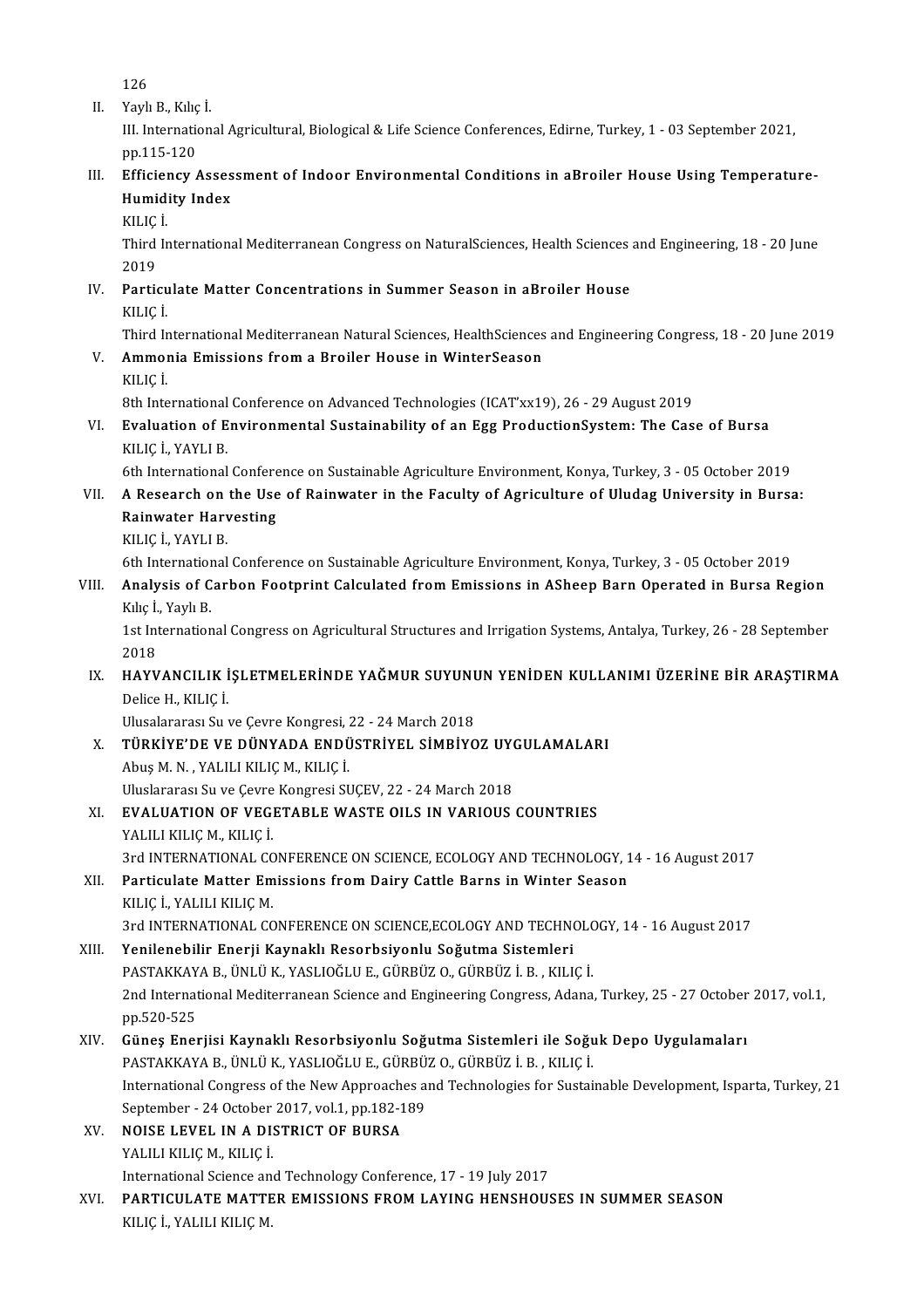126

II. Yaylı B., Kılıç İ.
III. International Agricultural, Biological & Life Science Conferences, Edirne, Turkey, 1 - 03 September 2021, pp.115-120

III. **Efficiency Assessment of Indoor Environmental Conditions in aBroiler House Using Temperature-Humidity Index**
KILIÇ İ.
Third International Mediterranean Congress on NaturalSciences, Health Sciences and Engineering, 18 - 20 June 2019

IV. **Particulate Matter Concentrations in Summer Season in aBroiler House**
KILIÇ İ.
Third International Mediterranean Natural Sciences, HealthSciences and Engineering Congress, 18 - 20 June 2019

V. **Ammonia Emissions from a Broiler House in WinterSeason**
KILIÇ İ.
8th International Conference on Advanced Technologies (ICAT'xx19), 26 - 29 August 2019

VI. **Evaluation of Environmental Sustainability of an Egg ProductionSystem: The Case of Bursa**
KILIÇ İ., YAYLI B.
6th International Conference on Sustainable Agriculture Environment, Konya, Turkey, 3 - 05 October 2019

VII. **A Research on the Use of Rainwater in the Faculty of Agriculture of Uludag University in Bursa: Rainwater Harvesting**
KILIÇ İ., YAYLI B.
6th International Conference on Sustainable Agriculture Environment, Konya, Turkey, 3 - 05 October 2019

VIII. **Analysis of Carbon Footprint Calculated from Emissions in ASheep Barn Operated in Bursa Region**
Kılıç İ., Yaylı B.
1st International Congress on Agricultural Structures and Irrigation Systems, Antalya, Turkey, 26 - 28 September 2018

IX. **HAYVANCILIK İŞLETMELERİNDE YAĞMUR SUYUNUN YENİDEN KULLANIMI ÜZERİNE BİR ARAŞTIRMA**
Delice H., KILIÇ İ.
Ulusalararası Su ve Çevre Kongresi, 22 - 24 March 2018

X. **TÜRKİYE'DE VE DÜNYADA ENDÜSTRİYEL SİMBİYOZ UYGULAMALARI**
Abuş M. N. , YALILI KILIÇ M., KILIÇ İ.
Uluslararası Su ve Çevre Kongresi SUÇEV, 22 - 24 March 2018

XI. **EVALUATION OF VEGETABLE WASTE OILS IN VARIOUS COUNTRIES**
YALILI KILIÇ M., KILIÇ İ.
3rd INTERNATIONAL CONFERENCE ON SCIENCE, ECOLOGY AND TECHNOLOGY, 14 - 16 August 2017

XII. **Particulate Matter Emissions from Dairy Cattle Barns in Winter Season**
KILIÇ İ., YALILI KILIÇ M.
3rd INTERNATIONAL CONFERENCE ON SCIENCE,ECOLOGY AND TECHNOLOGY, 14 - 16 August 2017

XIII. **Yenilenebilir Enerji Kaynaklı Resorbsiyonlu Soğutma Sistemleri**
PASTAKKAYA B., ÜNLÜ K., YASLIOĞLU E., GÜRBÜZ O., GÜRBÜZ İ. B. , KILIÇ İ.
2nd International Mediterranean Science and Engineering Congress, Adana, Turkey, 25 - 27 October 2017, vol.1, pp.520-525

XIV. **Güneş Enerjisi Kaynaklı Resorbsiyonlu Soğutma Sistemleri ile Soğuk Depo Uygulamaları**
PASTAKKAYA B., ÜNLÜ K., YASLIOĞLU E., GÜRBÜZ O., GÜRBÜZ İ. B. , KILIÇ İ.
International Congress of the New Approaches and Technologies for Sustainable Development, Isparta, Turkey, 21 September - 24 October 2017, vol.1, pp.182-189

XV. **NOISE LEVEL IN A DISTRICT OF BURSA**
YALILI KILIÇ M., KILIÇ İ.
International Science and Technology Conference, 17 - 19 July 2017

XVI. **PARTICULATE MATTER EMISSIONS FROM LAYING HENSHOUSES IN SUMMER SEASON**
KILIÇ İ., YALILI KILIÇ M.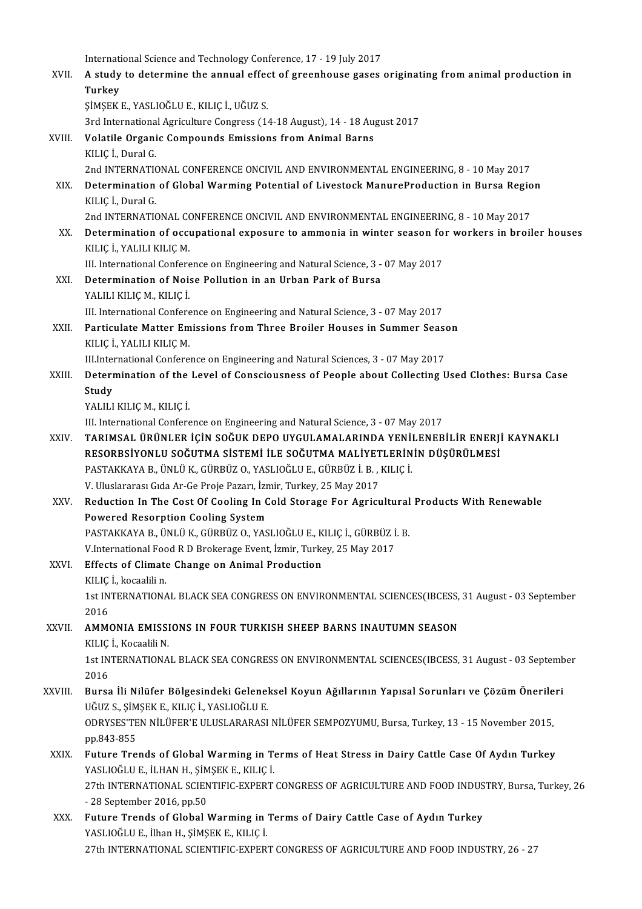International Science and Technology Conference, 17 - 19 July 2017

XVII. **A study to determine the annual effect of greenhouse gases originating from animal production in Turkey**
ŞİMŞEK E., YASLIOĞLU E., KILIÇ İ., UĞUZ S.
3rd International Agriculture Congress (14-18 August), 14 - 18 August 2017

XVIII. **Volatile Organic Compounds Emissions from Animal Barns**
KILIÇ İ., Dural G.
2nd INTERNATIONAL CONFERENCE ONCIVIL AND ENVIRONMENTAL ENGINEERING, 8 - 10 May 2017

XIX. **Determination of Global Warming Potential of Livestock ManureProduction in Bursa Region**
KILIÇ İ., Dural G.
2nd INTERNATIONAL CONFERENCE ONCIVIL AND ENVIRONMENTAL ENGINEERING, 8 - 10 May 2017

XX. **Determination of occupational exposure to ammonia in winter season for workers in broiler houses**
KILIÇ İ., YALILI KILIÇ M.
III. International Conference on Engineering and Natural Science, 3 - 07 May 2017

XXI. **Determination of Noise Pollution in an Urban Park of Bursa**
YALILI KILIÇ M., KILIÇ İ.
III. International Conference on Engineering and Natural Science, 3 - 07 May 2017

XXII. **Particulate Matter Emissions from Three Broiler Houses in Summer Season**
KILIÇ İ., YALILI KILIÇ M.
III.International Conference on Engineering and Natural Sciences, 3 - 07 May 2017

XXIII. **Determination of the Level of Consciousness of People about Collecting Used Clothes: Bursa Case Study**
YALILI KILIÇ M., KILIÇ İ.
III. International Conference on Engineering and Natural Science, 3 - 07 May 2017

XXIV. **TARIMSAL ÜRÜNLER İÇİN SOĞUK DEPO UYGULAMALARINDA YENİLENEBİLİR ENERJİ KAYNAKLI RESORBSİYONLU SOĞUTMA SİSTEMİ İLE SOĞUTMA MALİYETLERİNİN DÜŞÜRÜLMESİ**
PASTAKKAYA B., ÜNLÜ K., GÜRBÜZ O., YASLIOĞLU E., GÜRBÜZ İ. B. , KILIÇ İ.
V. Uluslararası Gıda Ar-Ge Proje Pazarı, İzmir, Turkey, 25 May 2017

XXV. **Reduction In The Cost Of Cooling In Cold Storage For Agricultural Products With Renewable Powered Resorption Cooling System**
PASTAKKAYA B., ÜNLÜ K., GÜRBÜZ O., YASLIOĞLU E., KILIÇ İ., GÜRBÜZ İ. B.
V.International Food R D Brokerage Event, İzmir, Turkey, 25 May 2017

XXVI. **Effects of Climate Change on Animal Production**
KILIÇ İ., kocaalili n.
1st INTERNATIONAL BLACK SEA CONGRESS ON ENVIRONMENTAL SCIENCES(IBCESS, 31 August - 03 September 2016

XXVII. **AMMONIA EMISSIONS IN FOUR TURKISH SHEEP BARNS INAUTUMN SEASON**
KILIÇ İ., Kocaalili N.
1st INTERNATIONAL BLACK SEA CONGRESS ON ENVIRONMENTAL SCIENCES(IBCESS, 31 August - 03 September 2016

XXVIII. **Bursa İli Nilüfer Bölgesindeki Geleneksel Koyun Ağıllarının Yapısal Sorunları ve Çözüm Önerileri**
UĞUZ S., ŞİMŞEK E., KILIÇ İ., YASLIOĞLU E.
ODRYSES'TEN NİLÜFER'E ULUSLARARASI NİLÜFER SEMPOZYUMU, Bursa, Turkey, 13 - 15 November 2015, pp.843-855

XXIX. **Future Trends of Global Warming in Terms of Heat Stress in Dairy Cattle Case Of Aydın Turkey**
YASLIOĞLU E., İLHAN H., ŞİMŞEK E., KILIÇ İ.
27th INTERNATIONAL SCIENTIFIC-EXPERT CONGRESS OF AGRICULTURE AND FOOD INDUSTRY, Bursa, Turkey, 26 - 28 September 2016, pp.50

XXX. **Future Trends of Global Warming in Terms of Dairy Cattle Case of Aydın Turkey**
YASLIOĞLU E., İlhan H., ŞİMŞEK E., KILIÇ İ.
27th INTERNATIONAL SCIENTIFIC-EXPERT CONGRESS OF AGRICULTURE AND FOOD INDUSTRY, 26 - 27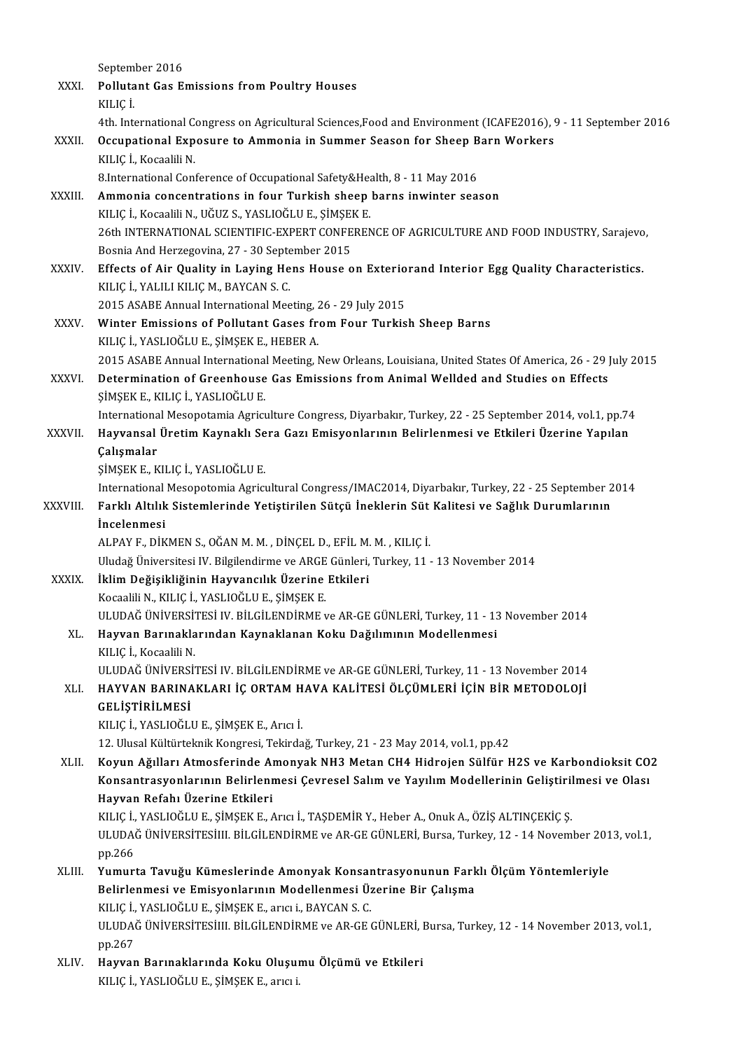September 2016

XXXI. **Pollutant Gas Emissions from Poultry Houses**
KILIÇ İ.
4th. International Congress on Agricultural Sciences,Food and Environment (ICAFE2016), 9 - 11 September 2016

XXXII. **Occupational Exposure to Ammonia in Summer Season for Sheep Barn Workers**
KILIÇ İ., Kocaalili N.
8.International Conference of Occupational Safety&Health, 8 - 11 May 2016

XXXIII. **Ammonia concentrations in four Turkish sheep barns inwinter season**
KILIÇ İ., Kocaalili N., UĞUZ S., YASLIOĞLU E., ŞİMŞEK E.
26th INTERNATIONAL SCIENTIFIC-EXPERT CONFERENCE OF AGRICULTURE AND FOOD INDUSTRY, Sarajevo, Bosnia And Herzegovina, 27 - 30 September 2015

XXXIV. **Effects of Air Quality in Laying Hens House on Exteriorand Interior Egg Quality Characteristics.**
KILIÇ İ., YALILI KILIÇ M., BAYCAN S. C.
2015 ASABE Annual International Meeting, 26 - 29 July 2015

XXXV. **Winter Emissions of Pollutant Gases from Four Turkish Sheep Barns**
KILIÇ İ., YASLIOĞLU E., ŞİMŞEK E., HEBER A.
2015 ASABE Annual International Meeting, New Orleans, Louisiana, United States Of America, 26 - 29 July 2015

XXXVI. **Determination of Greenhouse Gas Emissions from Animal Wellded and Studies on Effects**
ŞİMŞEK E., KILIÇ İ., YASLIOĞLU E.
International Mesopotamia Agriculture Congress, Diyarbakır, Turkey, 22 - 25 September 2014, vol.1, pp.74

XXXVII. **Hayvansal Üretim Kaynaklı Sera Gazı Emisyonlarının Belirlenmesi ve Etkileri Üzerine Yapılan Çalışmalar**
ŞİMŞEK E., KILIÇ İ., YASLIOĞLU E.
International Mesopotomia Agricultural Congress/IMAC2014, Diyarbakır, Turkey, 22 - 25 September 2014

XXXVIII. **Farklı Altılık Sistemlerinde Yetiştirilen Sütçü İneklerin Süt Kalitesi ve Sağlık Durumlarının İncelenmesi**
ALPAY F., DİKMEN S., OĞAN M. M. , DİNÇEL D., EFİL M. M. , KILIÇ İ.
Uludağ Üniversitesi IV. Bilgilendirme ve ARGE Günleri, Turkey, 11 - 13 November 2014

XXXIX. **İklim Değişikliğinin Hayvancılık Üzerine Etkileri**
Kocaalili N., KILIÇ İ., YASLIOĞLU E., ŞİMŞEK E.
ULUDAĞ ÜNİVERSİTESİ IV. BİLGİLENDİRME ve AR-GE GÜNLERİ, Turkey, 11 - 13 November 2014

XL. **Hayvan Barınaklarından Kaynaklanan Koku Dağılımının Modellenmesi**
KILIÇ İ., Kocaalili N.
ULUDAĞ ÜNİVERSİTESİ IV. BİLGİLENDİRME ve AR-GE GÜNLERİ, Turkey, 11 - 13 November 2014

XLI. **HAYVAN BARINAKLARI İÇ ORTAM HAVA KALİTESİ ÖLÇÜMLERİ İÇİN BİR METODOLOJİ GELİŞTİRİLMESİ**
KILIÇ İ., YASLIOĞLU E., ŞİMŞEK E., Arıcı İ.
12. Ulusal Kültürteknik Kongresi, Tekirdağ, Turkey, 21 - 23 May 2014, vol.1, pp.42

XLII. **Koyun Ağılları Atmosferinde Amonyak NH3 Metan CH4 Hidrojen Sülfür H2S ve Karbondioksit CO2 Konsantrasyonlarının Belirlenmesi Çevresel Salım ve Yayılım Modellerinin Geliştirilmesi ve Olası Hayvan Refahı Üzerine Etkileri**
KILIÇ İ., YASLIOĞLU E., ŞİMŞEK E., Arıcı İ., TAŞDEMİR Y., Heber A., Onuk A., ÖZİŞ ALTINÇEKİÇ Ş.
ULUDAĞ ÜNİVERSİTESİIII. BİLGİLENDİRME ve AR-GE GÜNLERİ, Bursa, Turkey, 12 - 14 November 2013, vol.1, pp.266

XLIII. **Yumurta Tavuğu Kümeslerinde Amonyak Konsantrasyonunun Farklı Ölçüm Yöntemleriyle Belirlenmesi ve Emisyonlarının Modellenmesi Üzerine Bir Çalışma**
KILIÇ İ., YASLIOĞLU E., ŞİMŞEK E., arıcı i., BAYCAN S. C.
ULUDAĞ ÜNİVERSİTESİIII. BİLGİLENDİRME ve AR-GE GÜNLERİ, Bursa, Turkey, 12 - 14 November 2013, vol.1, pp.267

XLIV. **Hayvan Barınaklarında Koku Oluşumu Ölçümü ve Etkileri**
KILIÇ İ., YASLIOĞLU E., ŞİMŞEK E., arıcı i.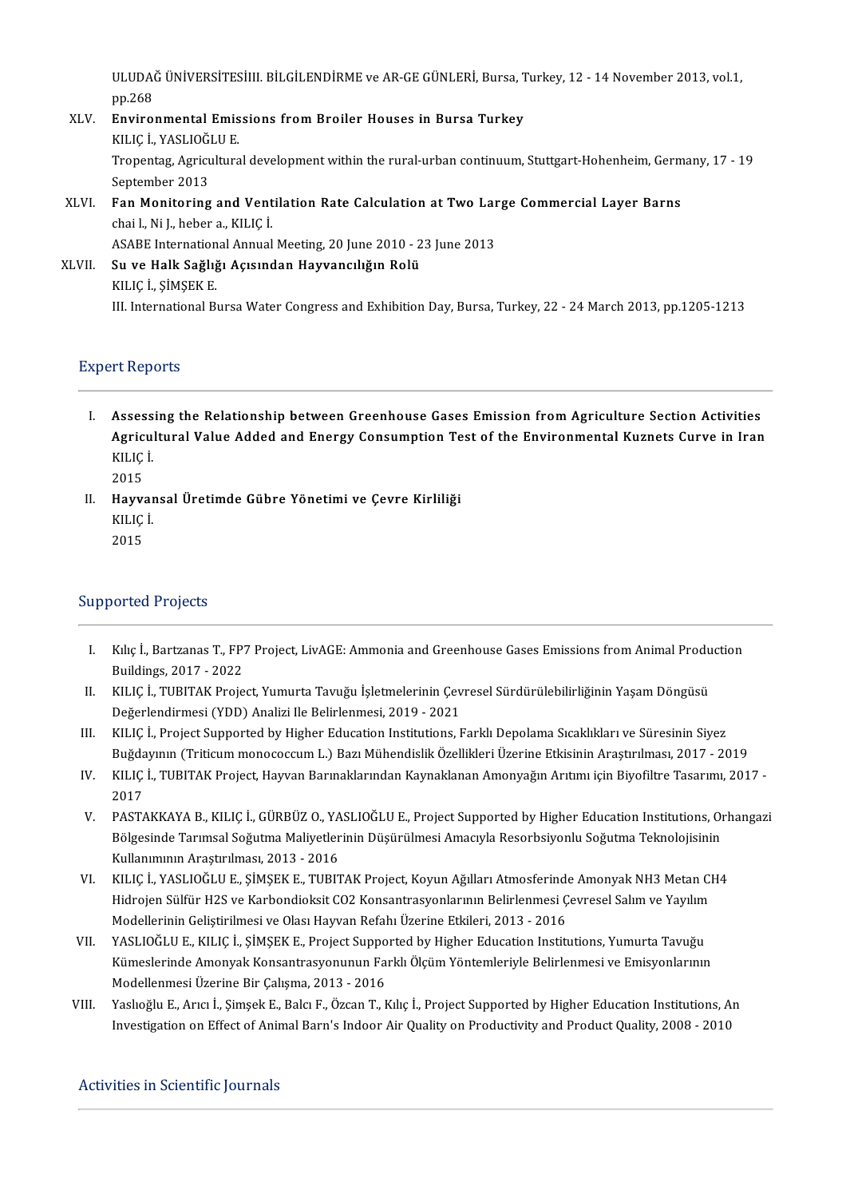ULUDAĞ ÜNİVERSİTESİIII. BİLGİLENDİRME ve AR-GE GÜNLERİ, Bursa, Turkey, 12 - 14 November 2013, vol.1, pp.268

XLV. **Environmental Emissions from Broiler Houses in Bursa Turkey**
KILIÇ İ., YASLIOĞLU E.
Tropentag, Agricultural development within the rural-urban continuum, Stuttgart-Hohenheim, Germany, 17 - 19 September 2013

XLVI. **Fan Monitoring and Ventilation Rate Calculation at Two Large Commercial Layer Barns**
chai l., Ni J., heber a., KILIÇ İ.
ASABE International Annual Meeting, 20 June 2010 - 23 June 2013

XLVII. **Su ve Halk Sağlığı Açısından Hayvancılığın Rolü**
KILIÇ İ., ŞİMŞEK E.
III. International Bursa Water Congress and Exhibition Day, Bursa, Turkey, 22 - 24 March 2013, pp.1205-1213

## Expert Reports

I. **Assessing the Relationship between Greenhouse Gases Emission from Agriculture Section Activities Agricultural Value Added and Energy Consumption Test of the Environmental Kuznets Curve in Iran**
KILIÇ İ.
2015

II. **Hayvansal Üretimde Gübre Yönetimi ve Çevre Kirliliği**
KILIÇ İ.
2015

## Supported Projects

I. Kılıç İ., Bartzanas T., FP7 Project, LivAGE: Ammonia and Greenhouse Gases Emissions from Animal Production Buildings, 2017 - 2022

II. KILIÇ İ., TUBITAK Project, Yumurta Tavuğu İşletmelerinin Çevresel Sürdürülebilirliğinin Yaşam Döngüsü Değerlendirmesi (YDD) Analizi Ile Belirlenmesi, 2019 - 2021

III. KILIÇ İ., Project Supported by Higher Education Institutions, Farklı Depolama Sıcaklıkları ve Süresinin Siyez Buğdayının (Triticum monococcum L.) Bazı Mühendislik Özellikleri Üzerine Etkisinin Araştırılması, 2017 - 2019

IV. KILIÇ İ., TUBITAK Project, Hayvan Barınaklarından Kaynaklanan Amonyağın Arıtımı için Biyofiltre Tasarımı, 2017 - 2017

V. PASTAKKAYA B., KILIÇ İ., GÜRBÜZ O., YASLIOĞLU E., Project Supported by Higher Education Institutions, Orhangazi Bölgesinde Tarımsal Soğutma Maliyetlerinin Düşürülmesi Amacıyla Resorbsiyonlu Soğutma Teknolojisinin Kullanımının Araştırılması, 2013 - 2016

VI. KILIÇ İ., YASLIOĞLU E., ŞİMŞEK E., TUBITAK Project, Koyun Ağılları Atmosferinde Amonyak NH3 Metan CH4 Hidrojen Sülfür H2S ve Karbondioksit CO2 Konsantrasyonlarının Belirlenmesi Çevresel Salım ve Yayılım Modellerinin Geliştirilmesi ve Olası Hayvan Refahı Üzerine Etkileri, 2013 - 2016

VII. YASLIOĞLU E., KILIÇ İ., ŞİMŞEK E., Project Supported by Higher Education Institutions, Yumurta Tavuğu Kümeslerinde Amonyak Konsantrasyonunun Farklı Ölçüm Yöntemleriyle Belirlenmesi ve Emisyonlarının Modellenmesi Üzerine Bir Çalışma, 2013 - 2016

VIII. Yaslıoğlu E., Arıcı İ., Şimşek E., Balcı F., Özcan T., Kılıç İ., Project Supported by Higher Education Institutions, An Investigation on Effect of Animal Barn's Indoor Air Quality on Productivity and Product Quality, 2008 - 2010

## Activities in Scientific Journals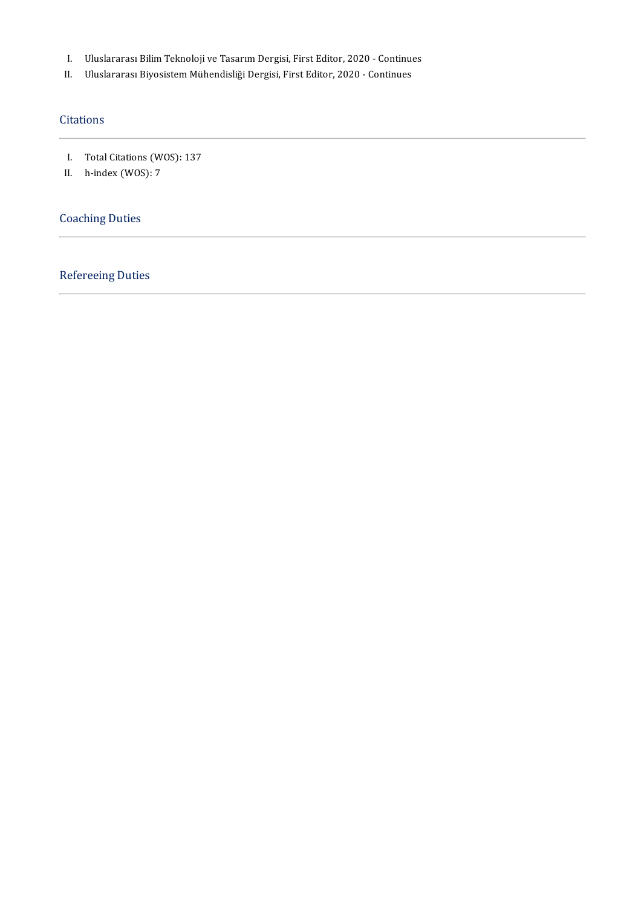I. Uluslararası Bilim Teknoloji ve Tasarım Dergisi, First Editor, 2020 - Continues
II. Uluslararası Biyosistem Mühendisliği Dergisi, First Editor, 2020 - Continues

## Citations

I. Total Citations (WOS): 137
II. h-index (WOS): 7

## Coaching Duties

## Refereeing Duties